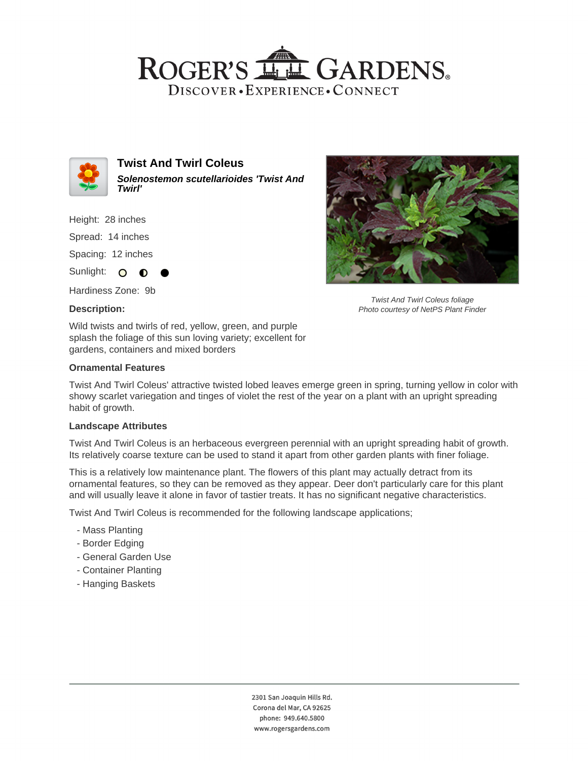# Roger's Gardens

Discover • Experience • Connect

## Twist And Twirl Coleus

***Solenostemon scutellarioides 'Twist And Twirl'***

Height: 28 inches

Spread: 14 inches

Spacing: 12 inches

Sunlight: ○ ◐ ●

Hardiness Zone: 9b

### Description:

Wild twists and twirls of red, yellow, green, and purple splash the foliage of this sun loving variety; excellent for gardens, containers and mixed borders

*Twist And Twirl Coleus foliage*
*Photo courtesy of NetPS Plant Finder*

### Ornamental Features

Twist And Twirl Coleus' attractive twisted lobed leaves emerge green in spring, turning yellow in color with showy scarlet variegation and tinges of violet the rest of the year on a plant with an upright spreading habit of growth.

### Landscape Attributes

Twist And Twirl Coleus is an herbaceous evergreen perennial with an upright spreading habit of growth. Its relatively coarse texture can be used to stand it apart from other garden plants with finer foliage.

This is a relatively low maintenance plant. The flowers of this plant may actually detract from its ornamental features, so they can be removed as they appear. Deer don't particularly care for this plant and will usually leave it alone in favor of tastier treats. It has no significant negative characteristics.

Twist And Twirl Coleus is recommended for the following landscape applications;

- Mass Planting
- Border Edging
- General Garden Use
- Container Planting
- Hanging Baskets

2301 San Joaquin Hills Rd.
Corona del Mar, CA 92625
phone: 949.640.5800
www.rogersgardens.com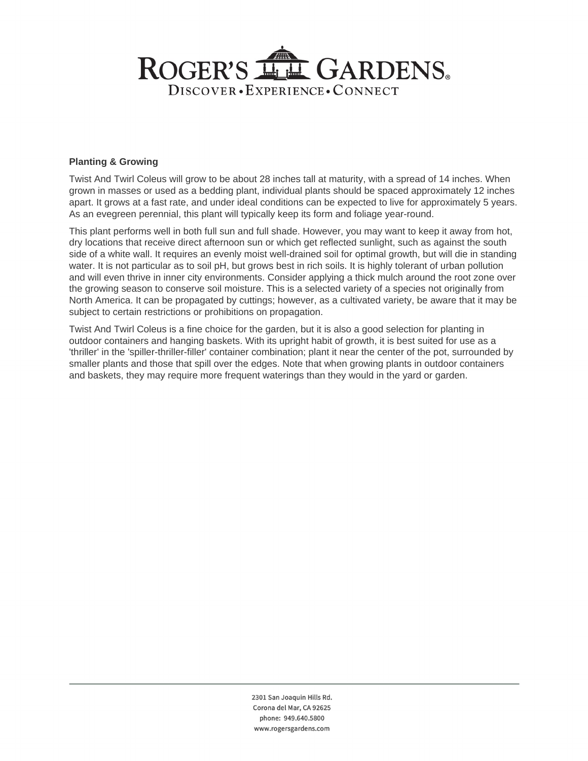**Planting & Growing**

Twist And Twirl Coleus will grow to be about 28 inches tall at maturity, with a spread of 14 inches. When grown in masses or used as a bedding plant, individual plants should be spaced approximately 12 inches apart. It grows at a fast rate, and under ideal conditions can be expected to live for approximately 5 years. As an evegreen perennial, this plant will typically keep its form and foliage year-round.

This plant performs well in both full sun and full shade. However, you may want to keep it away from hot, dry locations that receive direct afternoon sun or which get reflected sunlight, such as against the south side of a white wall. It requires an evenly moist well-drained soil for optimal growth, but will die in standing water. It is not particular as to soil pH, but grows best in rich soils. It is highly tolerant of urban pollution and will even thrive in inner city environments. Consider applying a thick mulch around the root zone over the growing season to conserve soil moisture. This is a selected variety of a species not originally from North America. It can be propagated by cuttings; however, as a cultivated variety, be aware that it may be subject to certain restrictions or prohibitions on propagation.

Twist And Twirl Coleus is a fine choice for the garden, but it is also a good selection for planting in outdoor containers and hanging baskets. With its upright habit of growth, it is best suited for use as a 'thriller' in the 'spiller-thriller-filler' container combination; plant it near the center of the pot, surrounded by smaller plants and those that spill over the edges. Note that when growing plants in outdoor containers and baskets, they may require more frequent waterings than they would in the yard or garden.